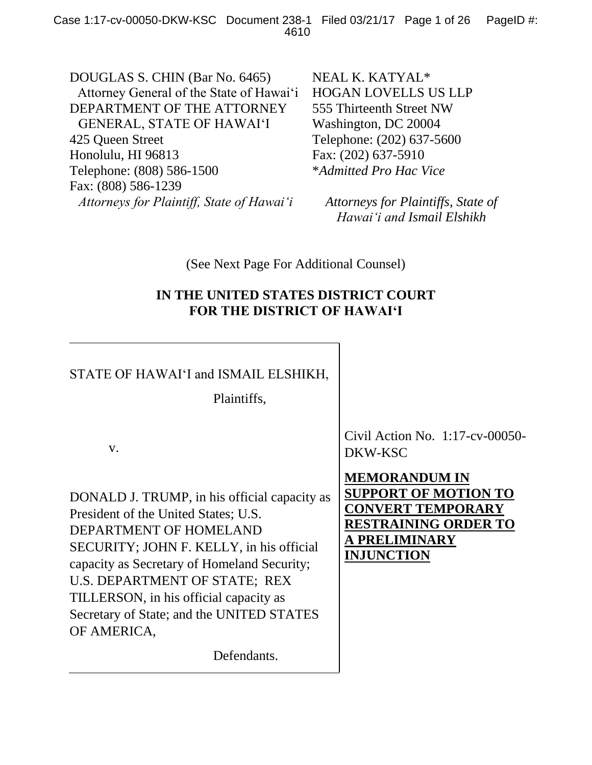DOUGLAS S. CHIN (Bar No. 6465)
Attorney General of the State of Hawaiʻi
DEPARTMENT OF THE ATTORNEY GENERAL, STATE OF HAWAIʻI
425 Queen Street
Honolulu, HI 96813
Telephone: (808) 586-1500
Fax: (808) 586-1239
*Attorneys for Plaintiff, State of Hawaiʻi*

NEAL K. KATYAL*
HOGAN LOVELLS US LLP
555 Thirteenth Street NW
Washington, DC 20004
Telephone: (202) 637-5600
Fax: (202) 637-5910
**Admitted Pro Hac Vice*

*Attorneys for Plaintiffs, State of Hawaiʻi and Ismail Elshikh*

(See Next Page For Additional Counsel)

**IN THE UNITED STATES DISTRICT COURT FOR THE DISTRICT OF HAWAIʻI**

STATE OF HAWAIʻI and ISMAIL ELSHIKH,

Plaintiffs,

v.

DONALD J. TRUMP, in his official capacity as President of the United States; U.S. DEPARTMENT OF HOMELAND SECURITY; JOHN F. KELLY, in his official capacity as Secretary of Homeland Security; U.S. DEPARTMENT OF STATE; REX TILLERSON, in his official capacity as Secretary of State; and the UNITED STATES OF AMERICA,

Defendants.

Civil Action No. 1:17-cv-00050-DKW-KSC

**MEMORANDUM IN SUPPORT OF MOTION TO CONVERT TEMPORARY RESTRAINING ORDER TO A PRELIMINARY INJUNCTION**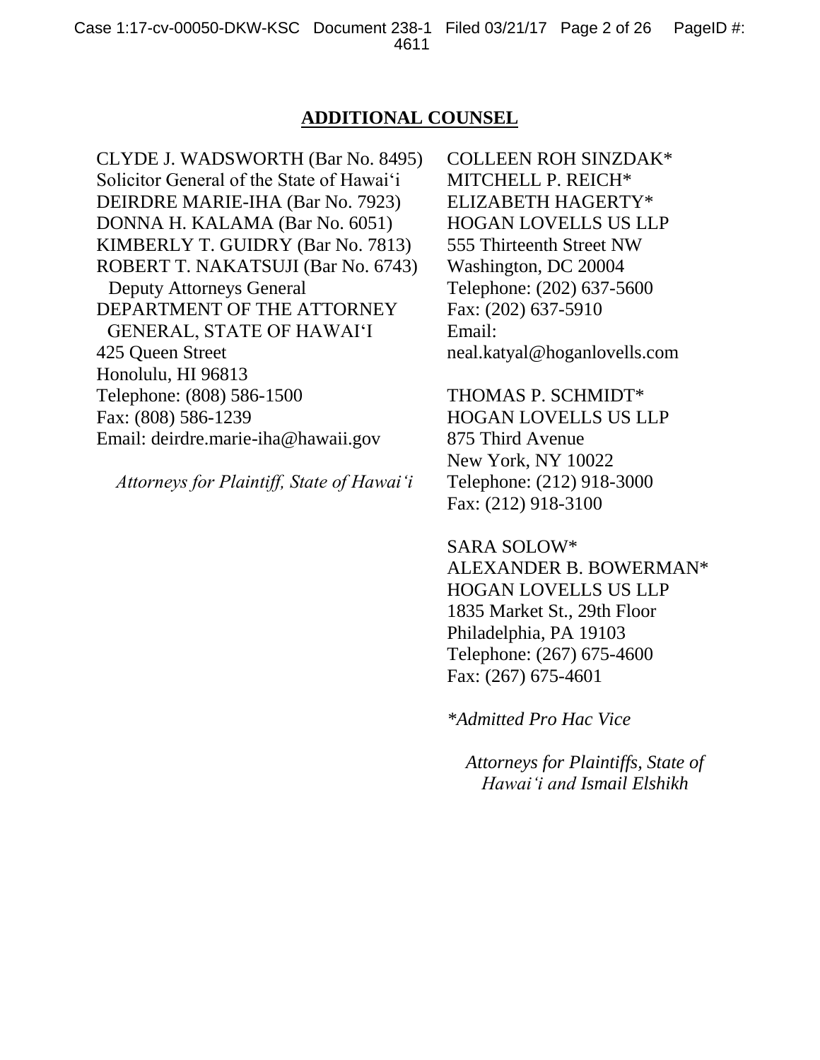## ADDITIONAL COUNSEL

CLYDE J. WADSWORTH (Bar No. 8495)
Solicitor General of the State of Hawai'i
DEIRDRE MARIE-IHA (Bar No. 7923)
DONNA H. KALAMA (Bar No. 6051)
KIMBERLY T. GUIDRY (Bar No. 7813)
ROBERT T. NAKATSUJI (Bar No. 6743)
Deputy Attorneys General
DEPARTMENT OF THE ATTORNEY GENERAL, STATE OF HAWAI'I
425 Queen Street
Honolulu, HI 96813
Telephone: (808) 586-1500
Fax: (808) 586-1239
Email: deirdre.marie-iha@hawaii.gov

*Attorneys for Plaintiff, State of Hawai'i*

COLLEEN ROH SINZDAK*
MITCHELL P. REICH*
ELIZABETH HAGERTY*
HOGAN LOVELLS US LLP
555 Thirteenth Street NW
Washington, DC 20004
Telephone: (202) 637-5600
Fax: (202) 637-5910
Email: neal.katyal@hoganlovells.com

THOMAS P. SCHMIDT*
HOGAN LOVELLS US LLP
875 Third Avenue
New York, NY 10022
Telephone: (212) 918-3000
Fax: (212) 918-3100

SARA SOLOW*
ALEXANDER B. BOWERMAN*
HOGAN LOVELLS US LLP
1835 Market St., 29th Floor
Philadelphia, PA 19103
Telephone: (267) 675-4600
Fax: (267) 675-4601

**Admitted Pro Hac Vice*

*Attorneys for Plaintiffs, State of Hawai'i and Ismail Elshikh*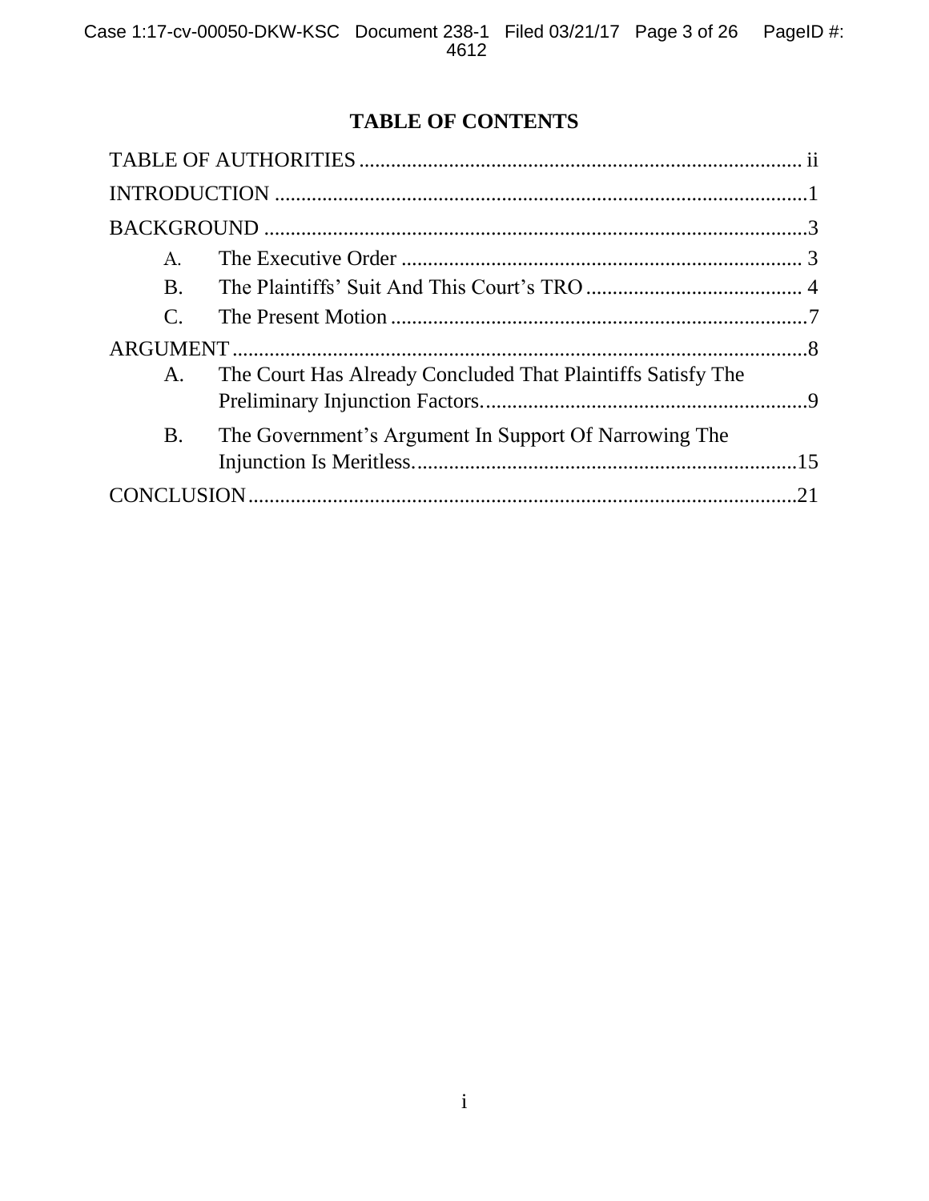# TABLE OF CONTENTS

TABLE OF AUTHORITIES .................................................................................. ii

INTRODUCTION ....................................................................................................1

BACKGROUND ......................................................................................................3

- A. The Executive Order ........................................................................... 3
- B. The Plaintiffs' Suit And This Court's TRO ......................................... 4
- C. The Present Motion ..............................................................................7

ARGUMENT ............................................................................................................8

- A. The Court Has Already Concluded That Plaintiffs Satisfy The Preliminary Injunction Factors. .............................................................9
- B. The Government's Argument In Support Of Narrowing The Injunction Is Meritless. ........................................................................15

CONCLUSION.......................................................................................................21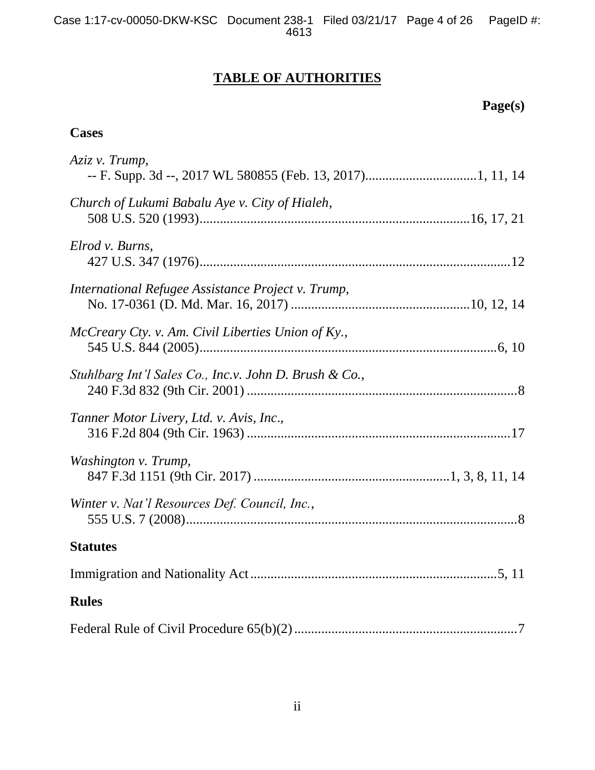## TABLE OF AUTHORITIES

**Page(s)**

### Cases

*Aziz v. Trump*,
-- F. Supp. 3d --, 2017 WL 580855 (Feb. 13, 2017)................................1, 11, 14

*Church of Lukumi Babalu Aye v. City of Hialeh*,
508 U.S. 520 (1993)..............................................................................16, 17, 21

*Elrod v. Burns*,
427 U.S. 347 (1976)...........................................................................................12

*International Refugee Assistance Project v. Trump*,
No. 17-0361 (D. Md. Mar. 16, 2017) ....................................................10, 12, 14

*McCreary Cty. v. Am. Civil Liberties Union of Ky.*,
545 U.S. 844 (2005)........................................................................................6, 10

*Stuhlbarg Int'l Sales Co., Inc.v. John D. Brush & Co.*,
240 F.3d 832 (9th Cir. 2001) ...............................................................................8

*Tanner Motor Livery, Ltd. v. Avis, Inc*.,
316 F.2d 804 (9th Cir. 1963) .............................................................................17

*Washington v. Trump*,
847 F.3d 1151 (9th Cir. 2017) ..........................................................1, 3, 8, 11, 14

*Winter v. Nat'l Resources Def. Council, Inc.*,
555 U.S. 7 (2008)..................................................................................................8

### Statutes

Immigration and Nationality Act.........................................................................5, 11

### Rules

Federal Rule of Civil Procedure 65(b)(2).................................................................7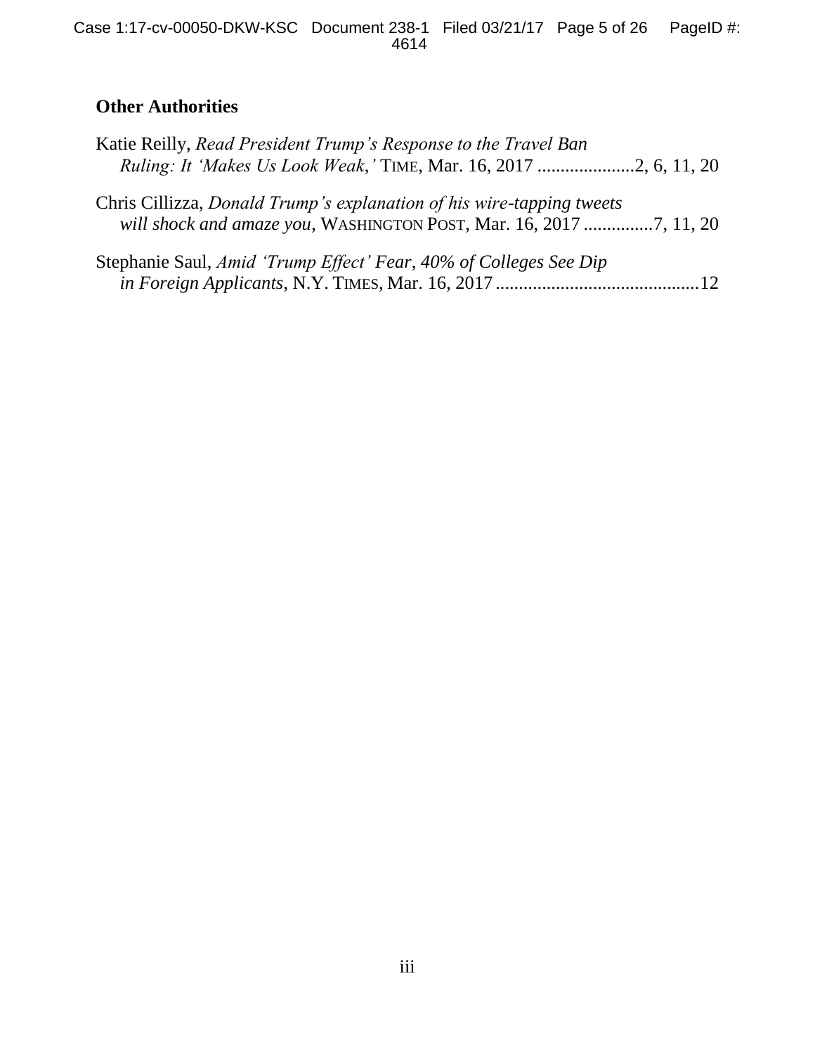## Other Authorities

Katie Reilly, *Read President Trump's Response to the Travel Ban Ruling: It 'Makes Us Look Weak,'* TIME, Mar. 16, 2017 .....................2, 6, 11, 20

Chris Cillizza, *Donald Trump's explanation of his wire-tapping tweets will shock and amaze you*, WASHINGTON POST, Mar. 16, 2017 ...............7, 11, 20

Stephanie Saul, *Amid 'Trump Effect' Fear, 40% of Colleges See Dip in Foreign Applicants*, N.Y. TIMES, Mar. 16, 2017 ............................................12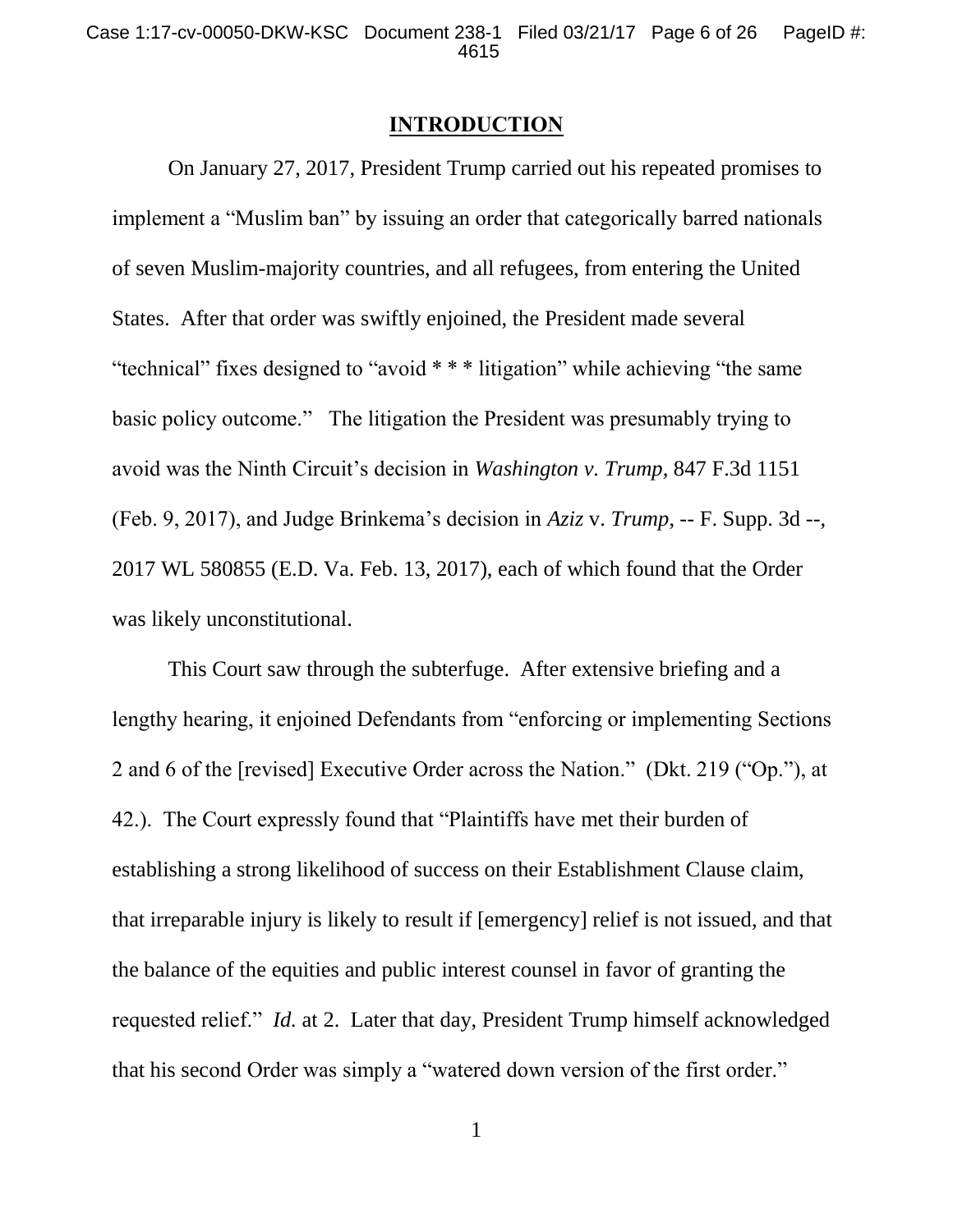## INTRODUCTION

On January 27, 2017, President Trump carried out his repeated promises to implement a "Muslim ban" by issuing an order that categorically barred nationals of seven Muslim-majority countries, and all refugees, from entering the United States. After that order was swiftly enjoined, the President made several "technical" fixes designed to "avoid * * * litigation" while achieving "the same basic policy outcome." The litigation the President was presumably trying to avoid was the Ninth Circuit's decision in *Washington v. Trump*, 847 F.3d 1151 (Feb. 9, 2017), and Judge Brinkema's decision in *Aziz* v. *Trump*, -- F. Supp. 3d --, 2017 WL 580855 (E.D. Va. Feb. 13, 2017), each of which found that the Order was likely unconstitutional.

This Court saw through the subterfuge. After extensive briefing and a lengthy hearing, it enjoined Defendants from "enforcing or implementing Sections 2 and 6 of the [revised] Executive Order across the Nation." (Dkt. 219 ("Op."), at 42.). The Court expressly found that "Plaintiffs have met their burden of establishing a strong likelihood of success on their Establishment Clause claim, that irreparable injury is likely to result if [emergency] relief is not issued, and that the balance of the equities and public interest counsel in favor of granting the requested relief." *Id.* at 2. Later that day, President Trump himself acknowledged that his second Order was simply a "watered down version of the first order."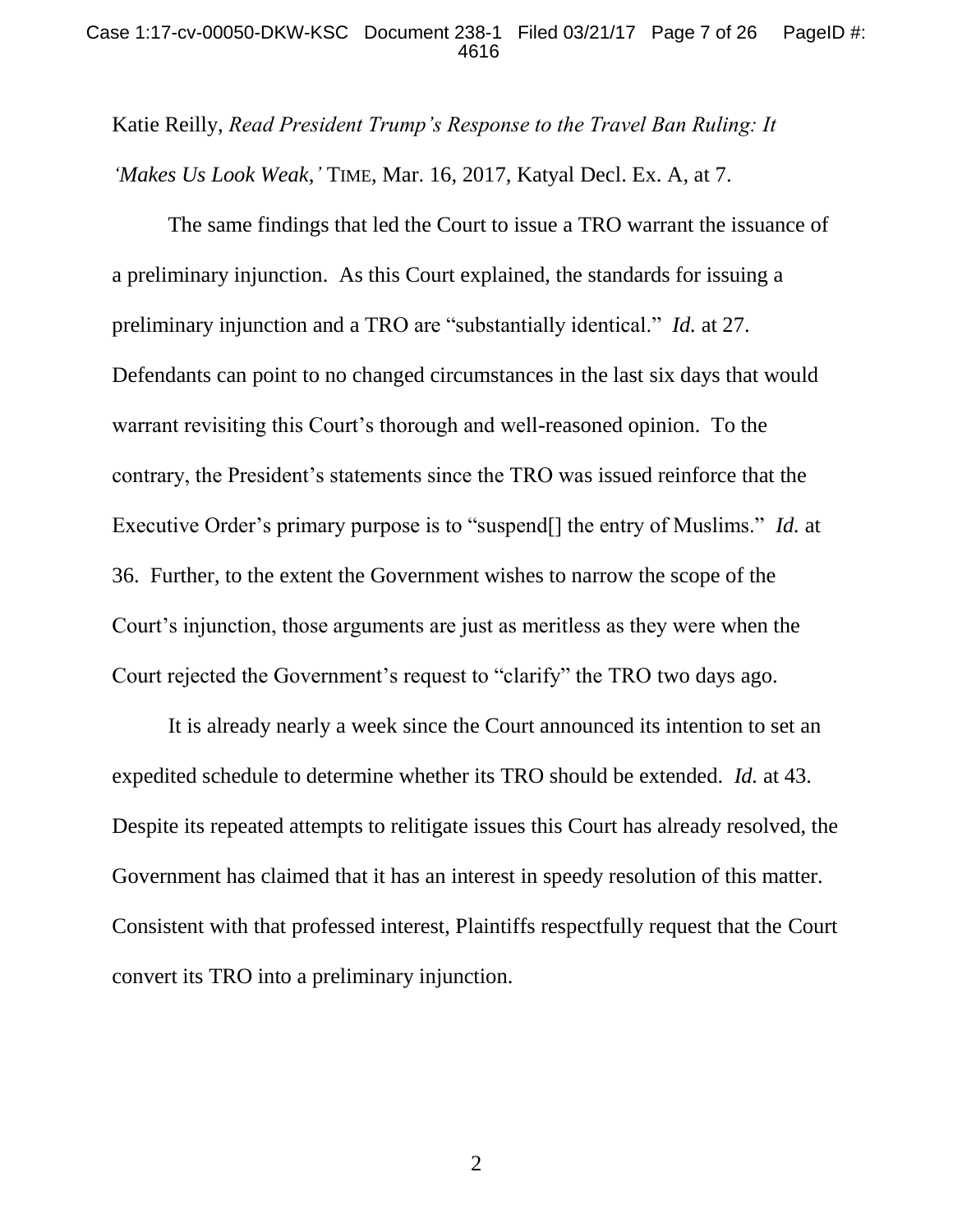Katie Reilly, *Read President Trump's Response to the Travel Ban Ruling: It 'Makes Us Look Weak,'* TIME, Mar. 16, 2017, Katyal Decl. Ex. A, at 7.

The same findings that led the Court to issue a TRO warrant the issuance of a preliminary injunction. As this Court explained, the standards for issuing a preliminary injunction and a TRO are "substantially identical." *Id.* at 27. Defendants can point to no changed circumstances in the last six days that would warrant revisiting this Court's thorough and well-reasoned opinion. To the contrary, the President's statements since the TRO was issued reinforce that the Executive Order's primary purpose is to "suspend[] the entry of Muslims." *Id.* at 36. Further, to the extent the Government wishes to narrow the scope of the Court's injunction, those arguments are just as meritless as they were when the Court rejected the Government's request to "clarify" the TRO two days ago.

It is already nearly a week since the Court announced its intention to set an expedited schedule to determine whether its TRO should be extended. *Id.* at 43. Despite its repeated attempts to relitigate issues this Court has already resolved, the Government has claimed that it has an interest in speedy resolution of this matter. Consistent with that professed interest, Plaintiffs respectfully request that the Court convert its TRO into a preliminary injunction.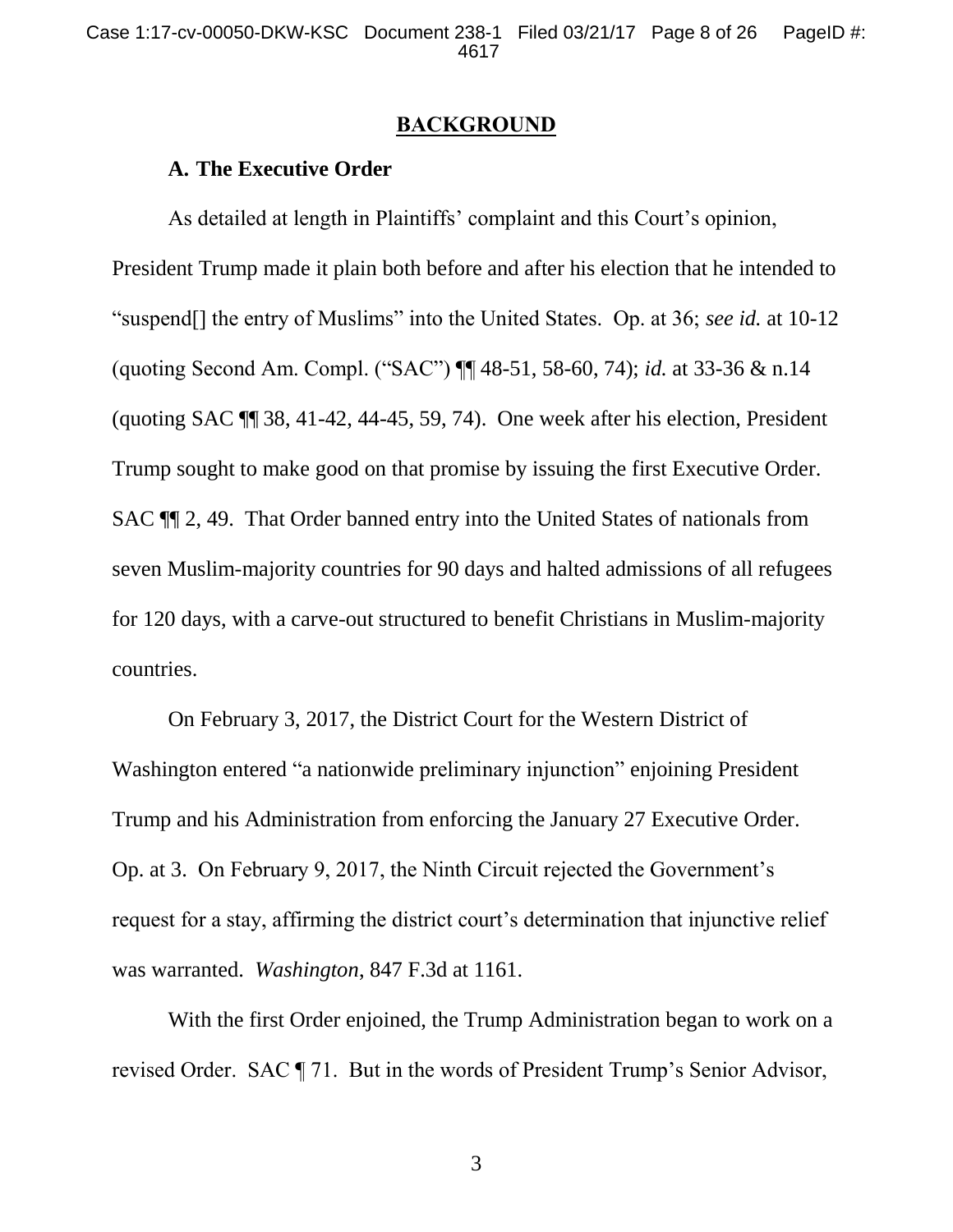## BACKGROUND

### A. The Executive Order

As detailed at length in Plaintiffs' complaint and this Court's opinion, President Trump made it plain both before and after his election that he intended to "suspend[] the entry of Muslims" into the United States. Op. at 36; *see id.* at 10-12 (quoting Second Am. Compl. ("SAC") ¶¶ 48-51, 58-60, 74); *id.* at 33-36 & n.14 (quoting SAC ¶¶ 38, 41-42, 44-45, 59, 74). One week after his election, President Trump sought to make good on that promise by issuing the first Executive Order. SAC ¶¶ 2, 49. That Order banned entry into the United States of nationals from seven Muslim-majority countries for 90 days and halted admissions of all refugees for 120 days, with a carve-out structured to benefit Christians in Muslim-majority countries.

On February 3, 2017, the District Court for the Western District of Washington entered "a nationwide preliminary injunction" enjoining President Trump and his Administration from enforcing the January 27 Executive Order. Op. at 3. On February 9, 2017, the Ninth Circuit rejected the Government's request for a stay, affirming the district court's determination that injunctive relief was warranted. *Washington*, 847 F.3d at 1161.

With the first Order enjoined, the Trump Administration began to work on a revised Order. SAC ¶ 71. But in the words of President Trump's Senior Advisor,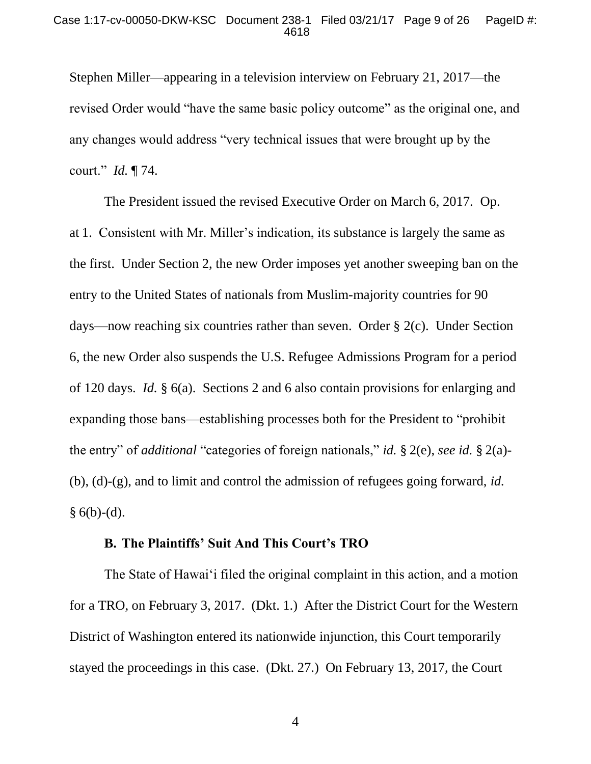Stephen Miller—appearing in a television interview on February 21, 2017—the revised Order would "have the same basic policy outcome" as the original one, and any changes would address "very technical issues that were brought up by the court." *Id.* ¶ 74.

The President issued the revised Executive Order on March 6, 2017. Op. at 1. Consistent with Mr. Miller's indication, its substance is largely the same as the first. Under Section 2, the new Order imposes yet another sweeping ban on the entry to the United States of nationals from Muslim-majority countries for 90 days—now reaching six countries rather than seven. Order § 2(c). Under Section 6, the new Order also suspends the U.S. Refugee Admissions Program for a period of 120 days. *Id.* § 6(a). Sections 2 and 6 also contain provisions for enlarging and expanding those bans—establishing processes both for the President to "prohibit the entry" of *additional* "categories of foreign nationals," *id.* § 2(e), *see id.* § 2(a)-(b), (d)-(g), and to limit and control the admission of refugees going forward, *id.* § 6(b)-(d).

### B. The Plaintiffs' Suit And This Court's TRO

The State of Hawai'i filed the original complaint in this action, and a motion for a TRO, on February 3, 2017. (Dkt. 1.) After the District Court for the Western District of Washington entered its nationwide injunction, this Court temporarily stayed the proceedings in this case. (Dkt. 27.) On February 13, 2017, the Court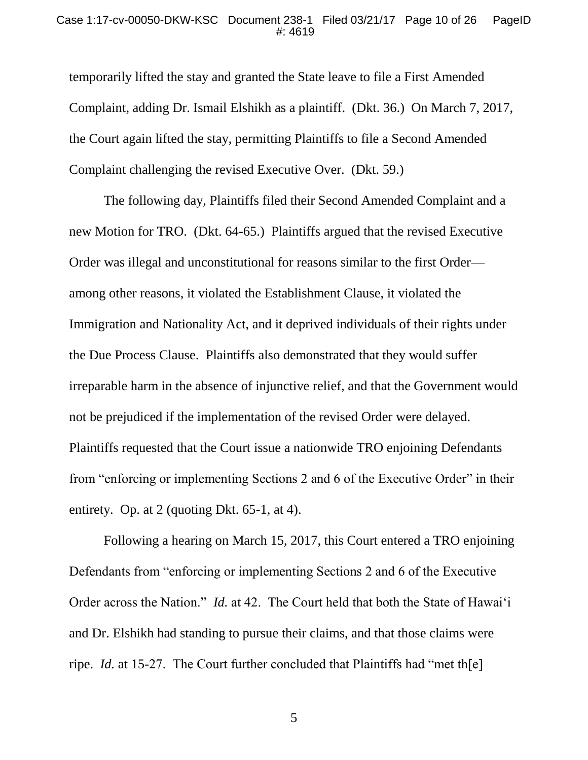temporarily lifted the stay and granted the State leave to file a First Amended Complaint, adding Dr. Ismail Elshikh as a plaintiff. (Dkt. 36.) On March 7, 2017, the Court again lifted the stay, permitting Plaintiffs to file a Second Amended Complaint challenging the revised Executive Over. (Dkt. 59.)

The following day, Plaintiffs filed their Second Amended Complaint and a new Motion for TRO. (Dkt. 64-65.) Plaintiffs argued that the revised Executive Order was illegal and unconstitutional for reasons similar to the first Order—among other reasons, it violated the Establishment Clause, it violated the Immigration and Nationality Act, and it deprived individuals of their rights under the Due Process Clause. Plaintiffs also demonstrated that they would suffer irreparable harm in the absence of injunctive relief, and that the Government would not be prejudiced if the implementation of the revised Order were delayed. Plaintiffs requested that the Court issue a nationwide TRO enjoining Defendants from "enforcing or implementing Sections 2 and 6 of the Executive Order" in their entirety. Op. at 2 (quoting Dkt. 65-1, at 4).

Following a hearing on March 15, 2017, this Court entered a TRO enjoining Defendants from "enforcing or implementing Sections 2 and 6 of the Executive Order across the Nation." *Id.* at 42. The Court held that both the State of Hawai'i and Dr. Elshikh had standing to pursue their claims, and that those claims were ripe. *Id.* at 15-27. The Court further concluded that Plaintiffs had "met th[e]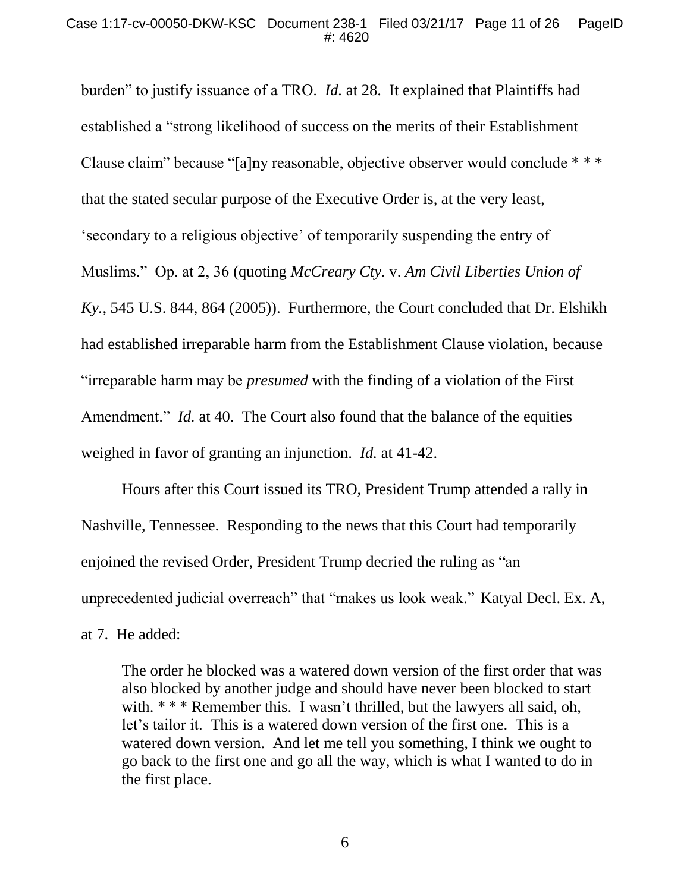burden" to justify issuance of a TRO. *Id.* at 28. It explained that Plaintiffs had established a "strong likelihood of success on the merits of their Establishment Clause claim" because "[a]ny reasonable, objective observer would conclude * * * that the stated secular purpose of the Executive Order is, at the very least, 'secondary to a religious objective' of temporarily suspending the entry of Muslims." Op. at 2, 36 (quoting *McCreary Cty.* v. *Am Civil Liberties Union of Ky.*, 545 U.S. 844, 864 (2005)). Furthermore, the Court concluded that Dr. Elshikh had established irreparable harm from the Establishment Clause violation, because "irreparable harm may be *presumed* with the finding of a violation of the First Amendment." *Id.* at 40. The Court also found that the balance of the equities weighed in favor of granting an injunction. *Id.* at 41-42.

Hours after this Court issued its TRO, President Trump attended a rally in Nashville, Tennessee. Responding to the news that this Court had temporarily enjoined the revised Order, President Trump decried the ruling as "an unprecedented judicial overreach" that "makes us look weak." Katyal Decl. Ex. A, at 7. He added:

> The order he blocked was a watered down version of the first order that was also blocked by another judge and should have never been blocked to start with. * * * Remember this. I wasn't thrilled, but the lawyers all said, oh, let's tailor it. This is a watered down version of the first one. This is a watered down version. And let me tell you something, I think we ought to go back to the first one and go all the way, which is what I wanted to do in the first place.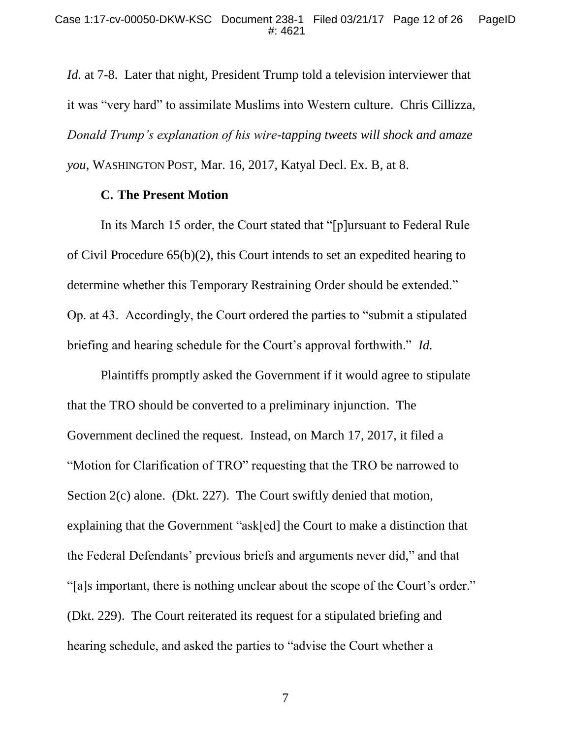*Id.* at 7-8. Later that night, President Trump told a television interviewer that it was "very hard" to assimilate Muslims into Western culture. Chris Cillizza, *Donald Trump's explanation of his wire-tapping tweets will shock and amaze you*, WASHINGTON POST, Mar. 16, 2017, Katyal Decl. Ex. B, at 8.

### C. The Present Motion

In its March 15 order, the Court stated that "[p]ursuant to Federal Rule of Civil Procedure 65(b)(2), this Court intends to set an expedited hearing to determine whether this Temporary Restraining Order should be extended." Op. at 43. Accordingly, the Court ordered the parties to "submit a stipulated briefing and hearing schedule for the Court's approval forthwith." *Id.*

Plaintiffs promptly asked the Government if it would agree to stipulate that the TRO should be converted to a preliminary injunction. The Government declined the request. Instead, on March 17, 2017, it filed a "Motion for Clarification of TRO" requesting that the TRO be narrowed to Section 2(c) alone. (Dkt. 227). The Court swiftly denied that motion, explaining that the Government "ask[ed] the Court to make a distinction that the Federal Defendants' previous briefs and arguments never did," and that "[a]s important, there is nothing unclear about the scope of the Court's order." (Dkt. 229). The Court reiterated its request for a stipulated briefing and hearing schedule, and asked the parties to "advise the Court whether a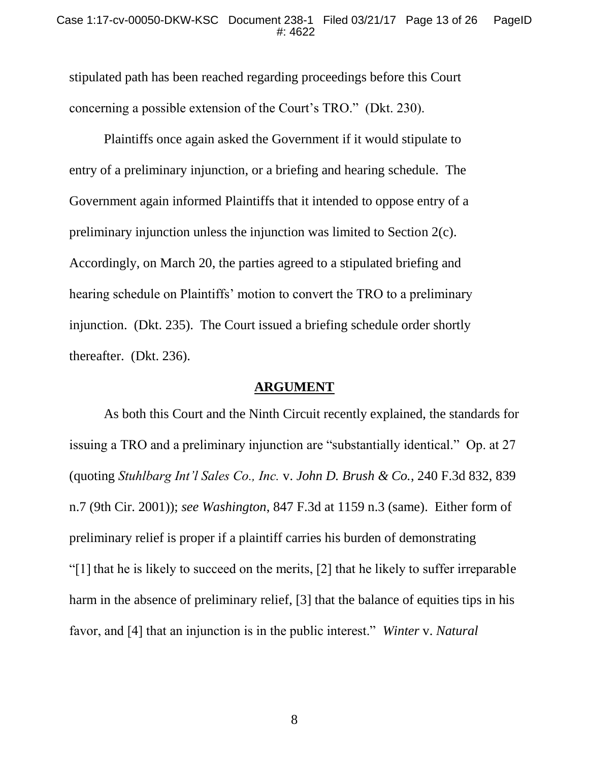stipulated path has been reached regarding proceedings before this Court concerning a possible extension of the Court's TRO." (Dkt. 230).

Plaintiffs once again asked the Government if it would stipulate to entry of a preliminary injunction, or a briefing and hearing schedule. The Government again informed Plaintiffs that it intended to oppose entry of a preliminary injunction unless the injunction was limited to Section 2(c). Accordingly, on March 20, the parties agreed to a stipulated briefing and hearing schedule on Plaintiffs' motion to convert the TRO to a preliminary injunction. (Dkt. 235). The Court issued a briefing schedule order shortly thereafter. (Dkt. 236).

## ARGUMENT

As both this Court and the Ninth Circuit recently explained, the standards for issuing a TRO and a preliminary injunction are "substantially identical." Op. at 27 (quoting *Stuhlbarg Int'l Sales Co., Inc.* v. *John D. Brush & Co.*, 240 F.3d 832, 839 n.7 (9th Cir. 2001)); *see Washington*, 847 F.3d at 1159 n.3 (same). Either form of preliminary relief is proper if a plaintiff carries his burden of demonstrating "[1] that he is likely to succeed on the merits, [2] that he likely to suffer irreparable harm in the absence of preliminary relief, [3] that the balance of equities tips in his favor, and [4] that an injunction is in the public interest." *Winter* v. *Natural*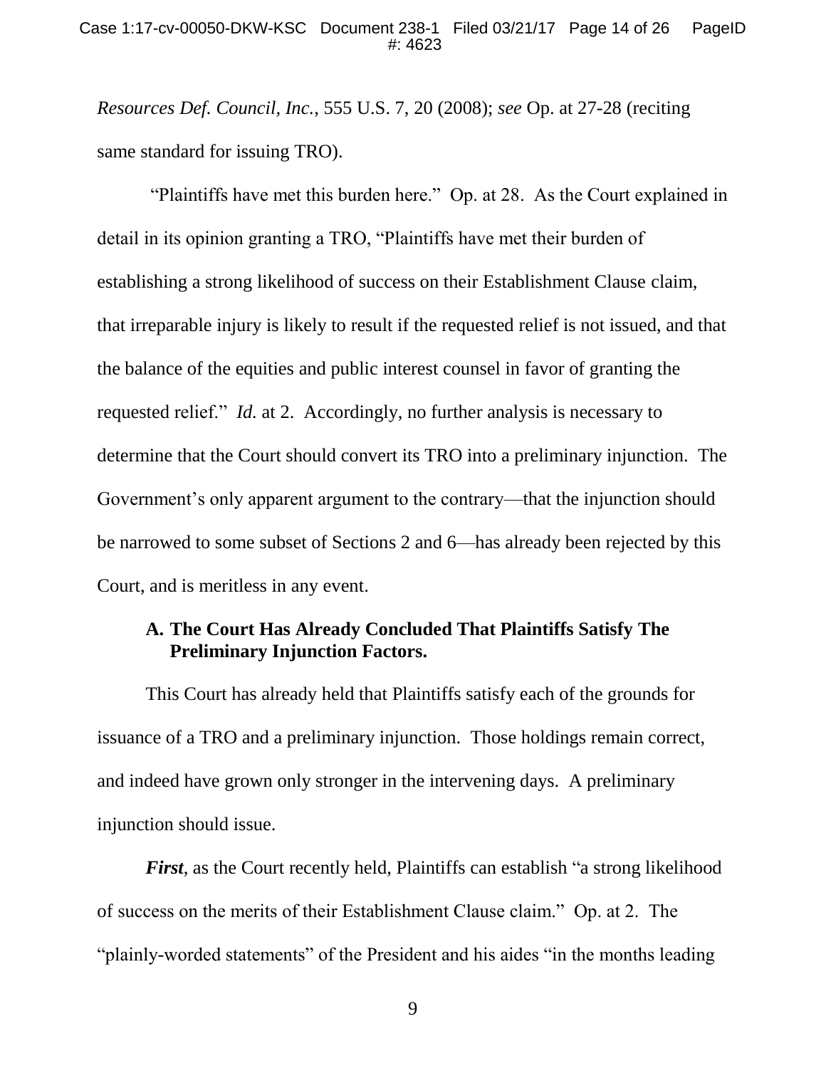*Resources Def. Council, Inc.*, 555 U.S. 7, 20 (2008); *see* Op. at 27-28 (reciting same standard for issuing TRO).

"Plaintiffs have met this burden here." Op. at 28. As the Court explained in detail in its opinion granting a TRO, "Plaintiffs have met their burden of establishing a strong likelihood of success on their Establishment Clause claim, that irreparable injury is likely to result if the requested relief is not issued, and that the balance of the equities and public interest counsel in favor of granting the requested relief." *Id.* at 2. Accordingly, no further analysis is necessary to determine that the Court should convert its TRO into a preliminary injunction. The Government's only apparent argument to the contrary—that the injunction should be narrowed to some subset of Sections 2 and 6—has already been rejected by this Court, and is meritless in any event.

### A. The Court Has Already Concluded That Plaintiffs Satisfy The Preliminary Injunction Factors.

This Court has already held that Plaintiffs satisfy each of the grounds for issuance of a TRO and a preliminary injunction. Those holdings remain correct, and indeed have grown only stronger in the intervening days. A preliminary injunction should issue.

***First***, as the Court recently held, Plaintiffs can establish "a strong likelihood of success on the merits of their Establishment Clause claim." Op. at 2. The "plainly-worded statements" of the President and his aides "in the months leading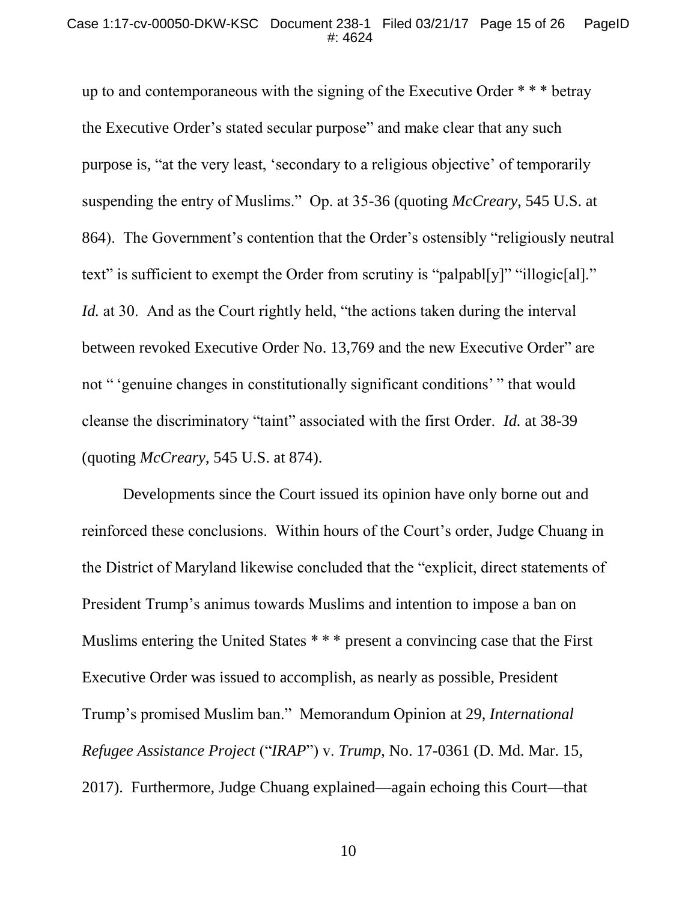up to and contemporaneous with the signing of the Executive Order * * * betray the Executive Order's stated secular purpose" and make clear that any such purpose is, "at the very least, 'secondary to a religious objective' of temporarily suspending the entry of Muslims." Op. at 35-36 (quoting *McCreary*, 545 U.S. at 864). The Government's contention that the Order's ostensibly "religiously neutral text" is sufficient to exempt the Order from scrutiny is "palpabl[y]" "illogic[al]." *Id.* at 30. And as the Court rightly held, "the actions taken during the interval between revoked Executive Order No. 13,769 and the new Executive Order" are not " 'genuine changes in constitutionally significant conditions' " that would cleanse the discriminatory "taint" associated with the first Order. *Id.* at 38-39 (quoting *McCreary*, 545 U.S. at 874).

Developments since the Court issued its opinion have only borne out and reinforced these conclusions. Within hours of the Court's order, Judge Chuang in the District of Maryland likewise concluded that the "explicit, direct statements of President Trump's animus towards Muslims and intention to impose a ban on Muslims entering the United States * * * present a convincing case that the First Executive Order was issued to accomplish, as nearly as possible, President Trump's promised Muslim ban." Memorandum Opinion at 29, *International Refugee Assistance Project* ("*IRAP*") v. *Trump*, No. 17-0361 (D. Md. Mar. 15, 2017). Furthermore, Judge Chuang explained—again echoing this Court—that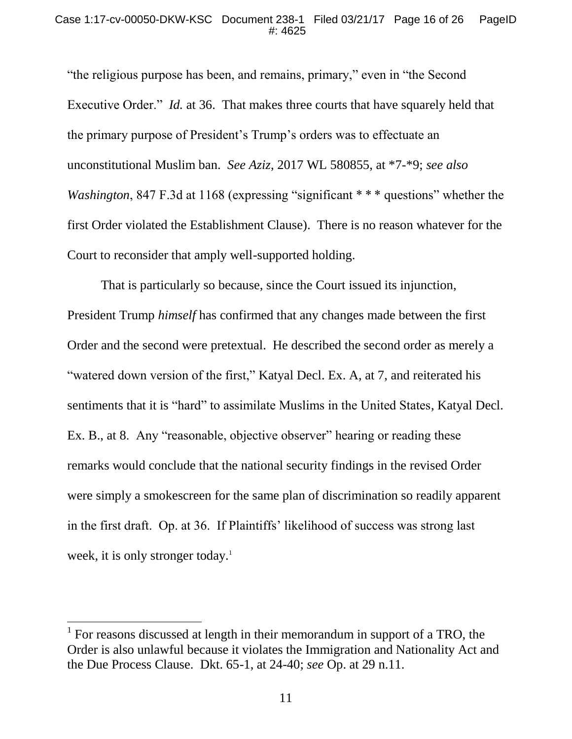"the religious purpose has been, and remains, primary," even in "the Second Executive Order." *Id.* at 36. That makes three courts that have squarely held that the primary purpose of President's Trump's orders was to effectuate an unconstitutional Muslim ban. *See Aziz*, 2017 WL 580855, at *7-*9; *see also Washington*, 847 F.3d at 1168 (expressing "significant * * * questions" whether the first Order violated the Establishment Clause). There is no reason whatever for the Court to reconsider that amply well-supported holding.

That is particularly so because, since the Court issued its injunction, President Trump *himself* has confirmed that any changes made between the first Order and the second were pretextual. He described the second order as merely a "watered down version of the first," Katyal Decl. Ex. A, at 7, and reiterated his sentiments that it is "hard" to assimilate Muslims in the United States, Katyal Decl. Ex. B., at 8. Any "reasonable, objective observer" hearing or reading these remarks would conclude that the national security findings in the revised Order were simply a smokescreen for the same plan of discrimination so readily apparent in the first draft. Op. at 36. If Plaintiffs' likelihood of success was strong last week, it is only stronger today.[1]

---

[1] For reasons discussed at length in their memorandum in support of a TRO, the Order is also unlawful because it violates the Immigration and Nationality Act and the Due Process Clause. Dkt. 65-1, at 24-40; *see* Op. at 29 n.11.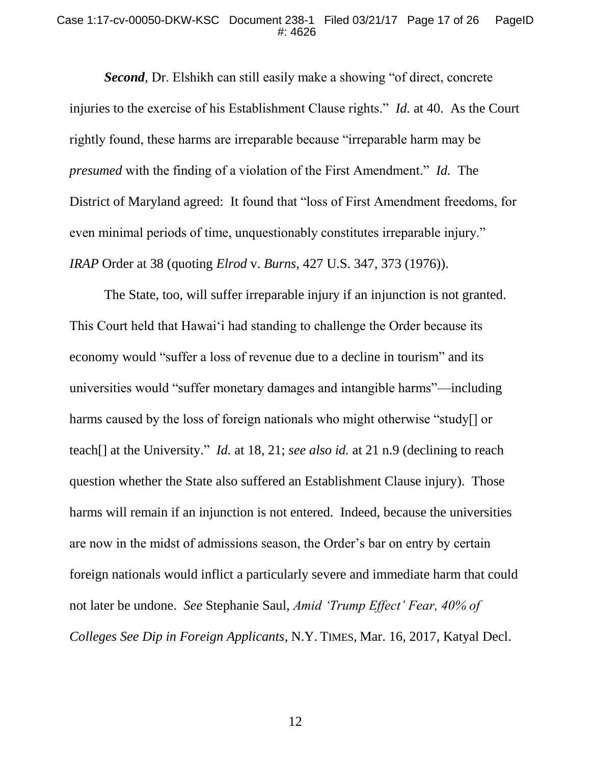***Second***, Dr. Elshikh can still easily make a showing "of direct, concrete injuries to the exercise of his Establishment Clause rights." *Id.* at 40. As the Court rightly found, these harms are irreparable because "irreparable harm may be *presumed* with the finding of a violation of the First Amendment." *Id.* The District of Maryland agreed: It found that "loss of First Amendment freedoms, for even minimal periods of time, unquestionably constitutes irreparable injury." *IRAP* Order at 38 (quoting *Elrod* v. *Burns*, 427 U.S. 347, 373 (1976)).

The State, too, will suffer irreparable injury if an injunction is not granted. This Court held that Hawai'i had standing to challenge the Order because its economy would "suffer a loss of revenue due to a decline in tourism" and its universities would "suffer monetary damages and intangible harms"—including harms caused by the loss of foreign nationals who might otherwise "study[] or teach[] at the University." *Id.* at 18, 21; *see also id.* at 21 n.9 (declining to reach question whether the State also suffered an Establishment Clause injury). Those harms will remain if an injunction is not entered. Indeed, because the universities are now in the midst of admissions season, the Order's bar on entry by certain foreign nationals would inflict a particularly severe and immediate harm that could not later be undone. *See* Stephanie Saul, *Amid 'Trump Effect' Fear, 40% of Colleges See Dip in Foreign Applicants*, N.Y. TIMES, Mar. 16, 2017, Katyal Decl.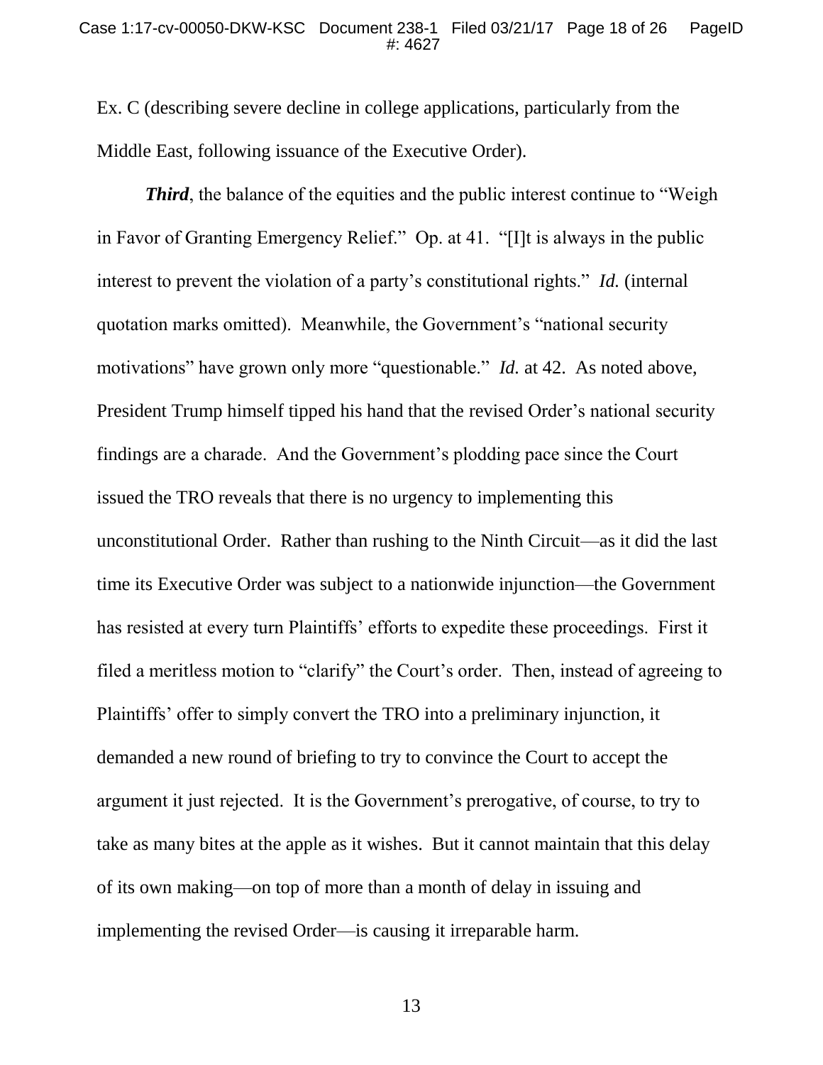Ex. C (describing severe decline in college applications, particularly from the Middle East, following issuance of the Executive Order).

***Third***, the balance of the equities and the public interest continue to "Weigh in Favor of Granting Emergency Relief." Op. at 41. "[I]t is always in the public interest to prevent the violation of a party's constitutional rights." *Id.* (internal quotation marks omitted). Meanwhile, the Government's "national security motivations" have grown only more "questionable." *Id.* at 42. As noted above, President Trump himself tipped his hand that the revised Order's national security findings are a charade. And the Government's plodding pace since the Court issued the TRO reveals that there is no urgency to implementing this unconstitutional Order. Rather than rushing to the Ninth Circuit—as it did the last time its Executive Order was subject to a nationwide injunction—the Government has resisted at every turn Plaintiffs' efforts to expedite these proceedings. First it filed a meritless motion to "clarify" the Court's order. Then, instead of agreeing to Plaintiffs' offer to simply convert the TRO into a preliminary injunction, it demanded a new round of briefing to try to convince the Court to accept the argument it just rejected. It is the Government's prerogative, of course, to try to take as many bites at the apple as it wishes. But it cannot maintain that this delay of its own making—on top of more than a month of delay in issuing and implementing the revised Order—is causing it irreparable harm.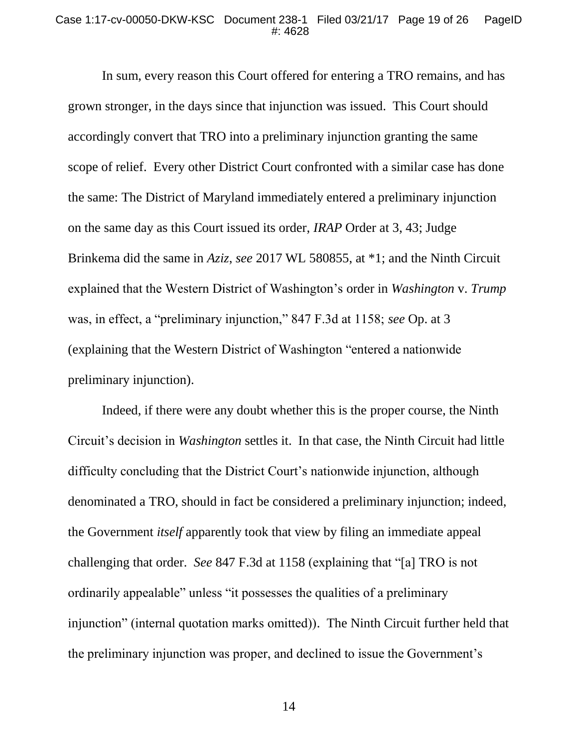In sum, every reason this Court offered for entering a TRO remains, and has grown stronger, in the days since that injunction was issued. This Court should accordingly convert that TRO into a preliminary injunction granting the same scope of relief. Every other District Court confronted with a similar case has done the same: The District of Maryland immediately entered a preliminary injunction on the same day as this Court issued its order, *IRAP* Order at 3, 43; Judge Brinkema did the same in *Aziz*, *see* 2017 WL 580855, at *1; and the Ninth Circuit explained that the Western District of Washington's order in *Washington* v. *Trump* was, in effect, a "preliminary injunction," 847 F.3d at 1158; *see* Op. at 3 (explaining that the Western District of Washington "entered a nationwide preliminary injunction).

Indeed, if there were any doubt whether this is the proper course, the Ninth Circuit's decision in *Washington* settles it. In that case, the Ninth Circuit had little difficulty concluding that the District Court's nationwide injunction, although denominated a TRO, should in fact be considered a preliminary injunction; indeed, the Government *itself* apparently took that view by filing an immediate appeal challenging that order. *See* 847 F.3d at 1158 (explaining that "[a] TRO is not ordinarily appealable" unless "it possesses the qualities of a preliminary injunction" (internal quotation marks omitted)). The Ninth Circuit further held that the preliminary injunction was proper, and declined to issue the Government's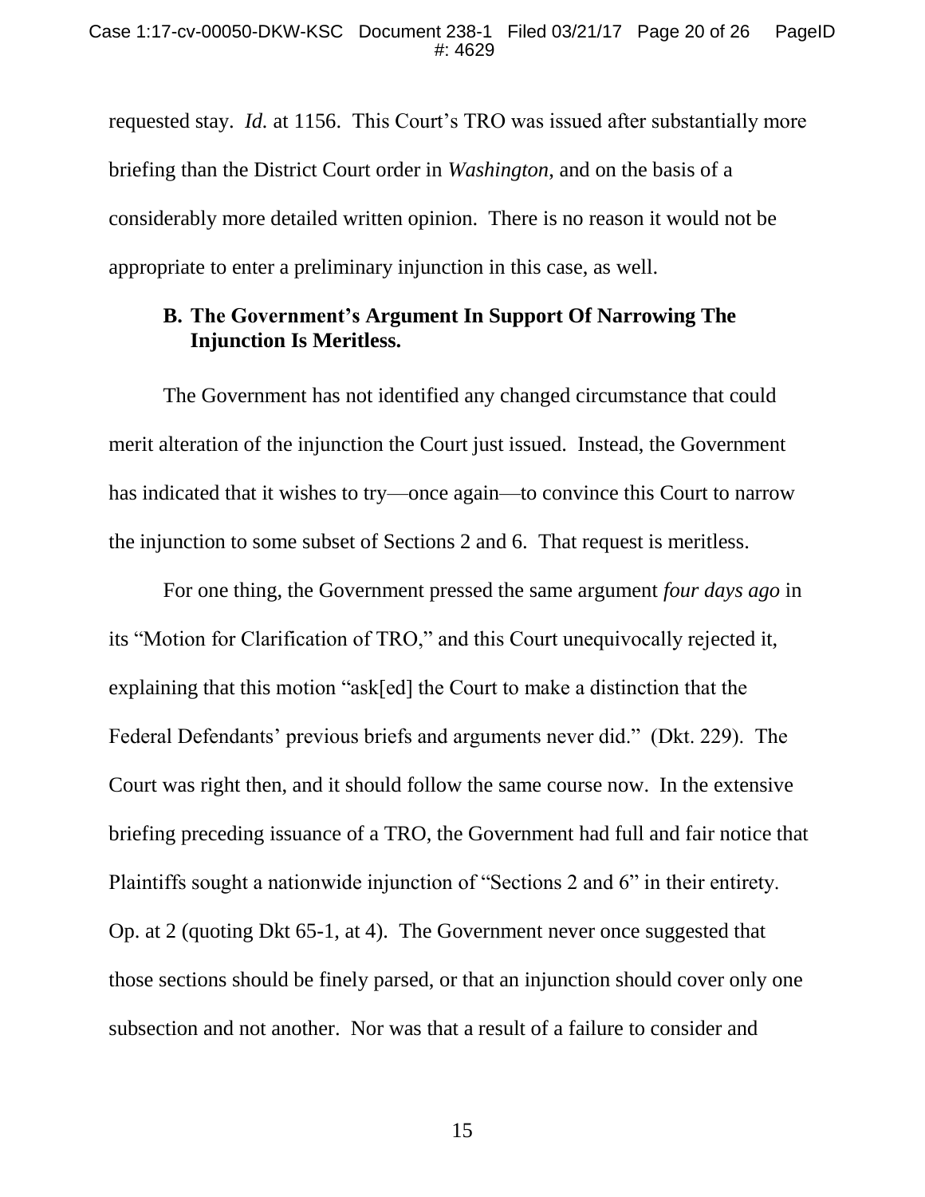requested stay. *Id.* at 1156. This Court's TRO was issued after substantially more briefing than the District Court order in *Washington*, and on the basis of a considerably more detailed written opinion. There is no reason it would not be appropriate to enter a preliminary injunction in this case, as well.

### B. The Government's Argument In Support Of Narrowing The Injunction Is Meritless.

The Government has not identified any changed circumstance that could merit alteration of the injunction the Court just issued. Instead, the Government has indicated that it wishes to try—once again—to convince this Court to narrow the injunction to some subset of Sections 2 and 6. That request is meritless.

For one thing, the Government pressed the same argument *four days ago* in its "Motion for Clarification of TRO," and this Court unequivocally rejected it, explaining that this motion "ask[ed] the Court to make a distinction that the Federal Defendants' previous briefs and arguments never did." (Dkt. 229). The Court was right then, and it should follow the same course now. In the extensive briefing preceding issuance of a TRO, the Government had full and fair notice that Plaintiffs sought a nationwide injunction of "Sections 2 and 6" in their entirety. Op. at 2 (quoting Dkt 65-1, at 4). The Government never once suggested that those sections should be finely parsed, or that an injunction should cover only one subsection and not another. Nor was that a result of a failure to consider and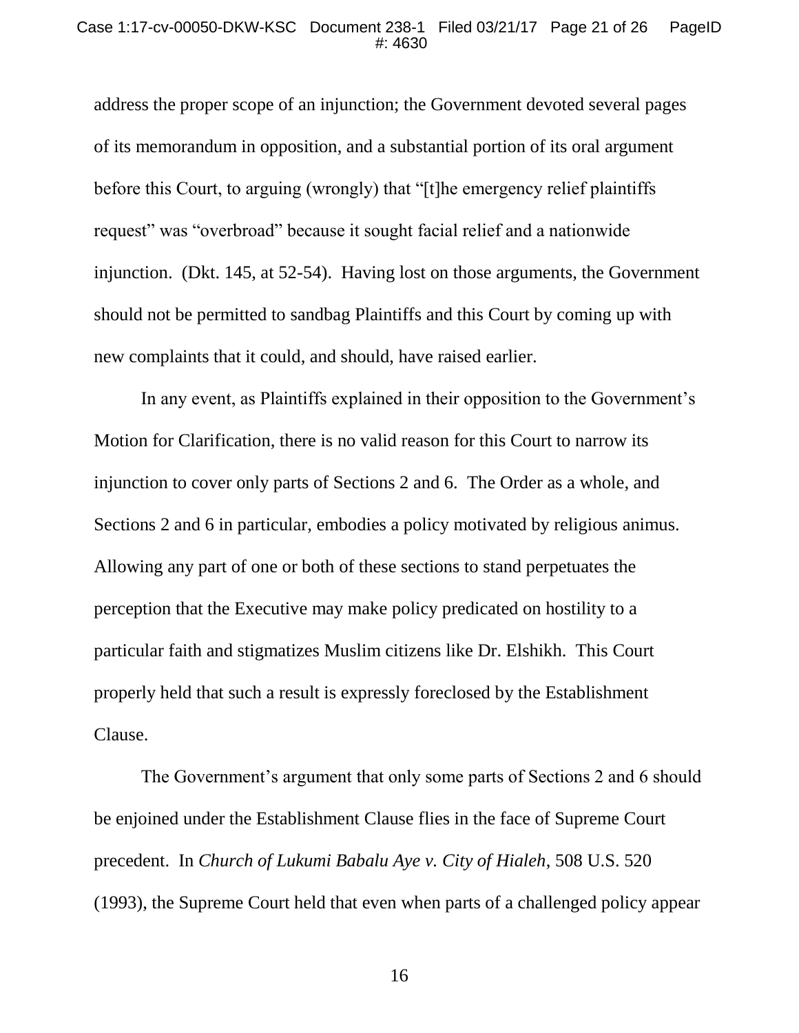address the proper scope of an injunction; the Government devoted several pages of its memorandum in opposition, and a substantial portion of its oral argument before this Court, to arguing (wrongly) that "[t]he emergency relief plaintiffs request" was "overbroad" because it sought facial relief and a nationwide injunction. (Dkt. 145, at 52-54). Having lost on those arguments, the Government should not be permitted to sandbag Plaintiffs and this Court by coming up with new complaints that it could, and should, have raised earlier.

In any event, as Plaintiffs explained in their opposition to the Government's Motion for Clarification, there is no valid reason for this Court to narrow its injunction to cover only parts of Sections 2 and 6. The Order as a whole, and Sections 2 and 6 in particular, embodies a policy motivated by religious animus. Allowing any part of one or both of these sections to stand perpetuates the perception that the Executive may make policy predicated on hostility to a particular faith and stigmatizes Muslim citizens like Dr. Elshikh. This Court properly held that such a result is expressly foreclosed by the Establishment Clause.

The Government's argument that only some parts of Sections 2 and 6 should be enjoined under the Establishment Clause flies in the face of Supreme Court precedent. In *Church of Lukumi Babalu Aye v. City of Hialeh*, 508 U.S. 520 (1993), the Supreme Court held that even when parts of a challenged policy appear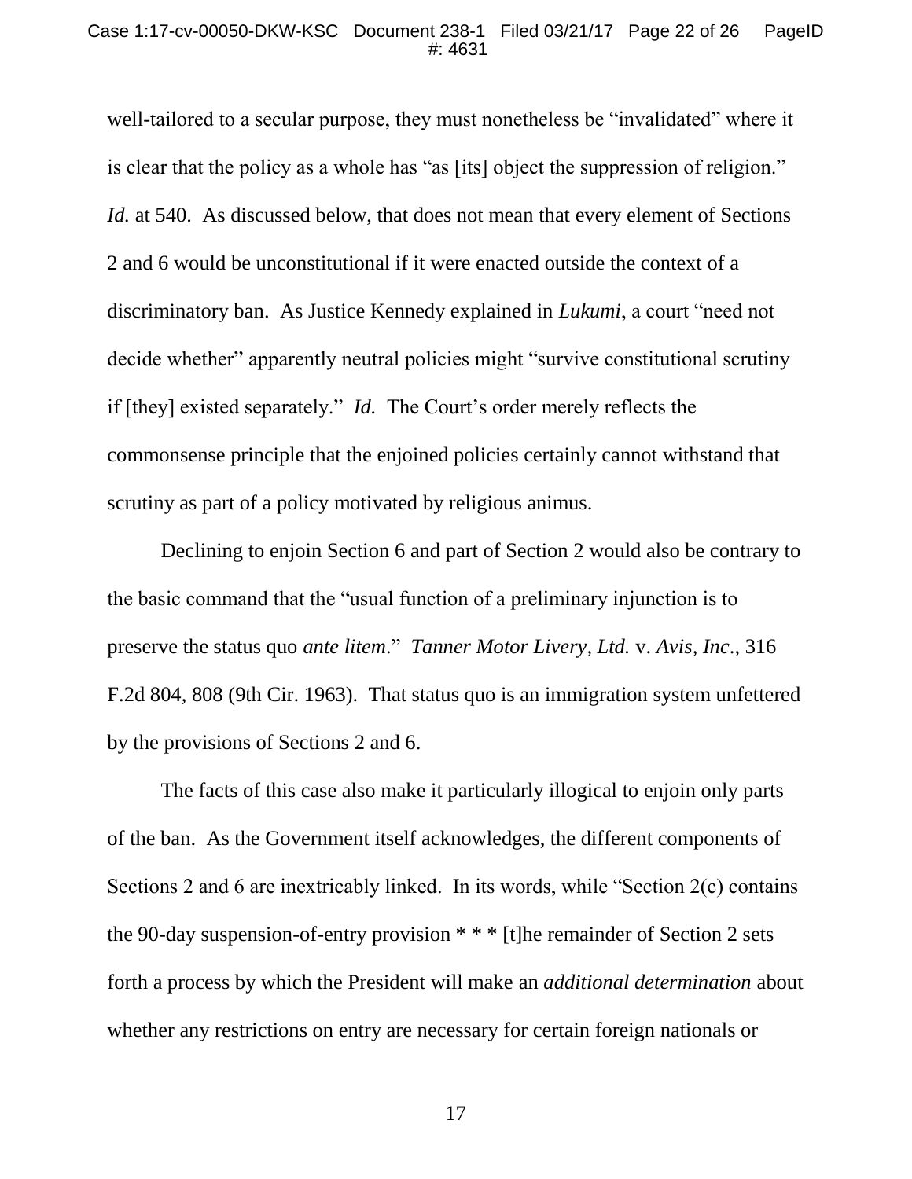well-tailored to a secular purpose, they must nonetheless be "invalidated" where it is clear that the policy as a whole has "as [its] object the suppression of religion." *Id.* at 540. As discussed below, that does not mean that every element of Sections 2 and 6 would be unconstitutional if it were enacted outside the context of a discriminatory ban. As Justice Kennedy explained in *Lukumi*, a court "need not decide whether" apparently neutral policies might "survive constitutional scrutiny if [they] existed separately." *Id.* The Court's order merely reflects the commonsense principle that the enjoined policies certainly cannot withstand that scrutiny as part of a policy motivated by religious animus.

Declining to enjoin Section 6 and part of Section 2 would also be contrary to the basic command that the "usual function of a preliminary injunction is to preserve the status quo *ante litem*." *Tanner Motor Livery, Ltd.* v. *Avis, Inc.*, 316 F.2d 804, 808 (9th Cir. 1963). That status quo is an immigration system unfettered by the provisions of Sections 2 and 6.

The facts of this case also make it particularly illogical to enjoin only parts of the ban. As the Government itself acknowledges, the different components of Sections 2 and 6 are inextricably linked. In its words, while "Section 2(c) contains the 90-day suspension-of-entry provision * * * [t]he remainder of Section 2 sets forth a process by which the President will make an *additional determination* about whether any restrictions on entry are necessary for certain foreign nationals or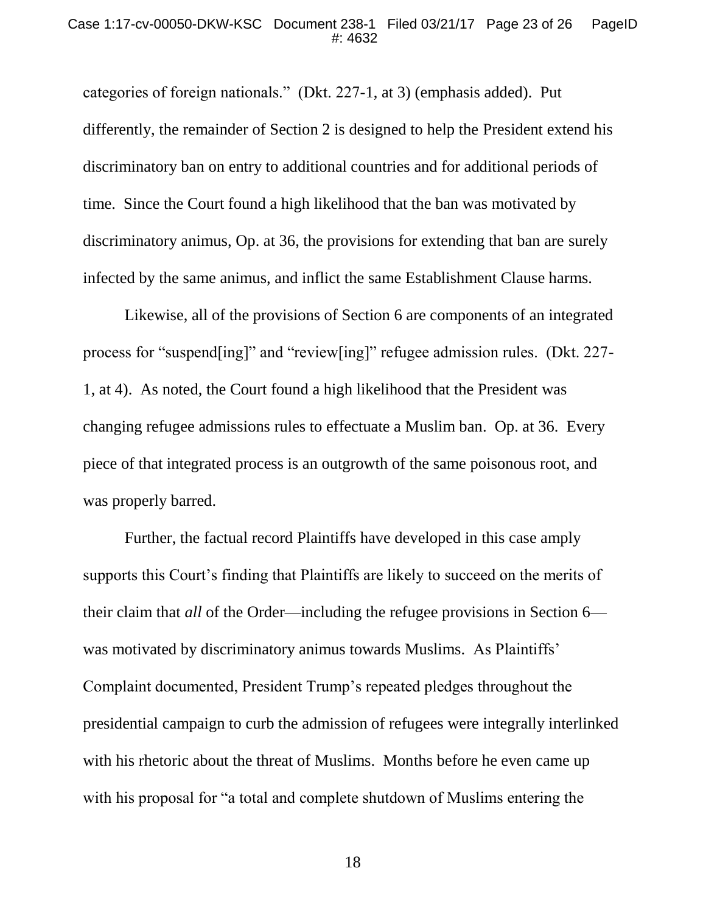categories of foreign nationals." (Dkt. 227-1, at 3) (emphasis added). Put differently, the remainder of Section 2 is designed to help the President extend his discriminatory ban on entry to additional countries and for additional periods of time. Since the Court found a high likelihood that the ban was motivated by discriminatory animus, Op. at 36, the provisions for extending that ban are surely infected by the same animus, and inflict the same Establishment Clause harms.

Likewise, all of the provisions of Section 6 are components of an integrated process for "suspend[ing]" and "review[ing]" refugee admission rules. (Dkt. 227-1, at 4). As noted, the Court found a high likelihood that the President was changing refugee admissions rules to effectuate a Muslim ban. Op. at 36. Every piece of that integrated process is an outgrowth of the same poisonous root, and was properly barred.

Further, the factual record Plaintiffs have developed in this case amply supports this Court's finding that Plaintiffs are likely to succeed on the merits of their claim that *all* of the Order—including the refugee provisions in Section 6—was motivated by discriminatory animus towards Muslims. As Plaintiffs' Complaint documented, President Trump's repeated pledges throughout the presidential campaign to curb the admission of refugees were integrally interlinked with his rhetoric about the threat of Muslims. Months before he even came up with his proposal for "a total and complete shutdown of Muslims entering the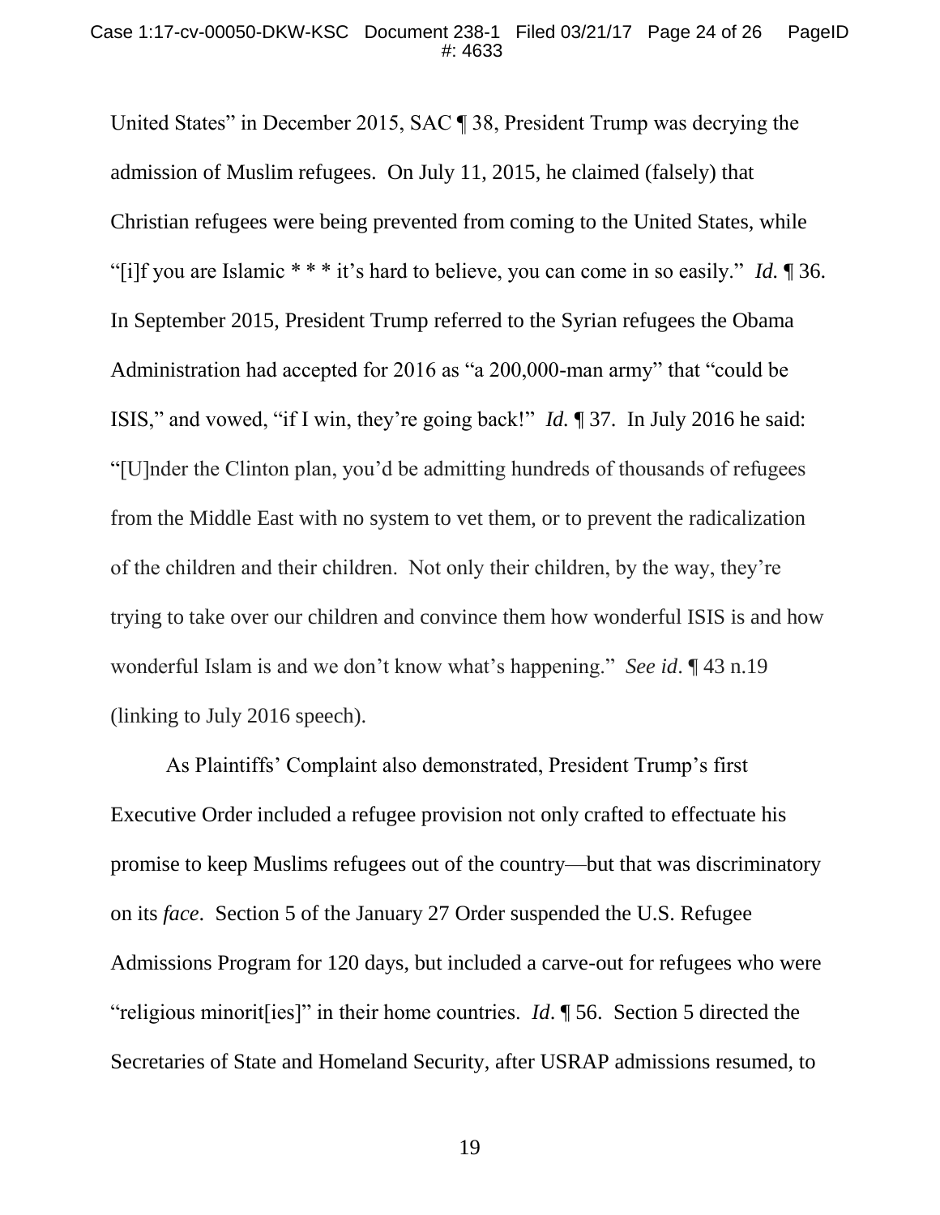United States" in December 2015, SAC ¶ 38, President Trump was decrying the admission of Muslim refugees. On July 11, 2015, he claimed (falsely) that Christian refugees were being prevented from coming to the United States, while "[i]f you are Islamic * * * it's hard to believe, you can come in so easily." *Id.* ¶ 36. In September 2015, President Trump referred to the Syrian refugees the Obama Administration had accepted for 2016 as "a 200,000-man army" that "could be ISIS," and vowed, "if I win, they're going back!" *Id.* ¶ 37. In July 2016 he said: "[U]nder the Clinton plan, you'd be admitting hundreds of thousands of refugees from the Middle East with no system to vet them, or to prevent the radicalization of the children and their children. Not only their children, by the way, they're trying to take over our children and convince them how wonderful ISIS is and how wonderful Islam is and we don't know what's happening." *See id*. ¶ 43 n.19 (linking to July 2016 speech).

As Plaintiffs' Complaint also demonstrated, President Trump's first Executive Order included a refugee provision not only crafted to effectuate his promise to keep Muslims refugees out of the country—but that was discriminatory on its *face*. Section 5 of the January 27 Order suspended the U.S. Refugee Admissions Program for 120 days, but included a carve-out for refugees who were "religious minorit[ies]" in their home countries. *Id*. ¶ 56. Section 5 directed the Secretaries of State and Homeland Security, after USRAP admissions resumed, to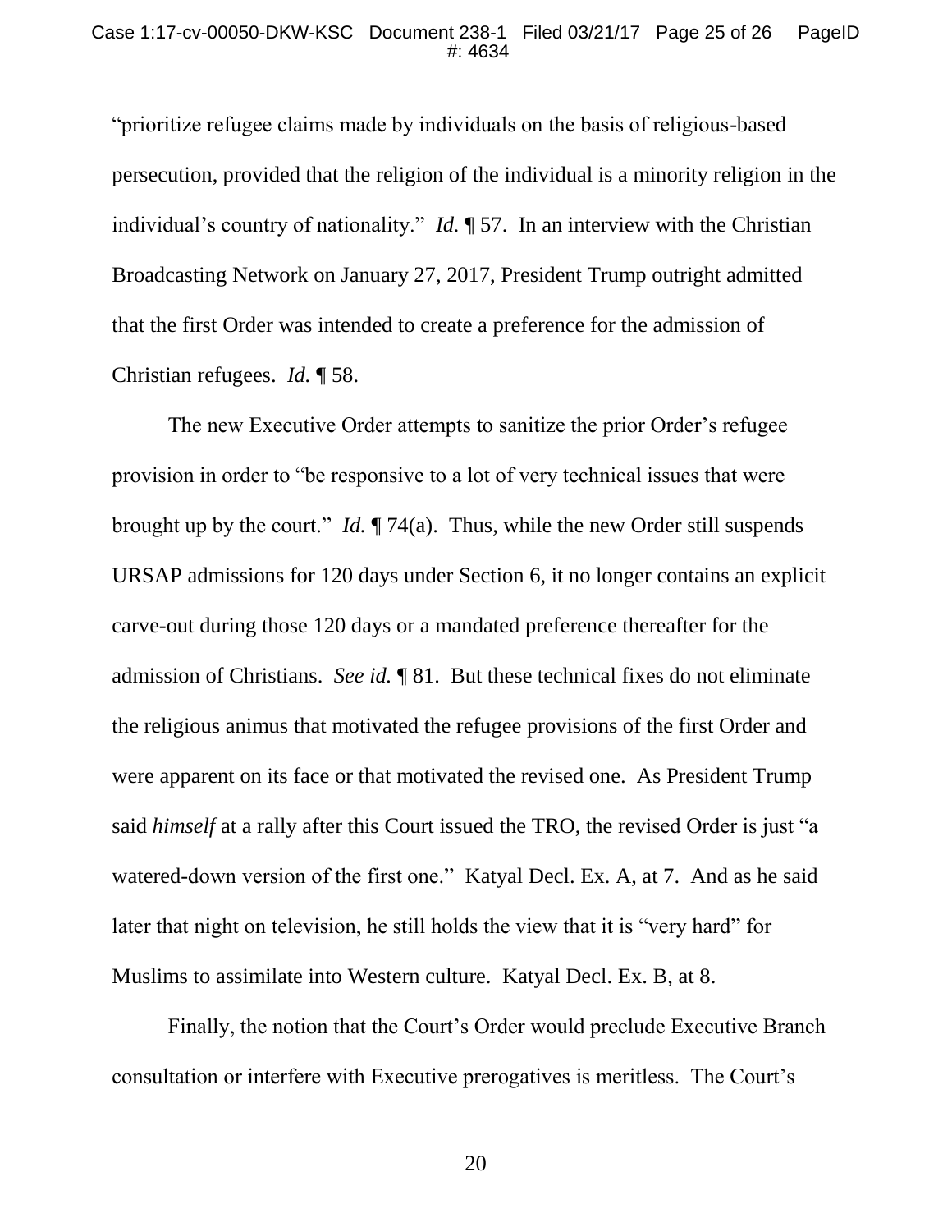"prioritize refugee claims made by individuals on the basis of religious-based persecution, provided that the religion of the individual is a minority religion in the individual's country of nationality." *Id.* ¶ 57. In an interview with the Christian Broadcasting Network on January 27, 2017, President Trump outright admitted that the first Order was intended to create a preference for the admission of Christian refugees. *Id.* ¶ 58.

The new Executive Order attempts to sanitize the prior Order's refugee provision in order to "be responsive to a lot of very technical issues that were brought up by the court." *Id.* ¶ 74(a). Thus, while the new Order still suspends URSAP admissions for 120 days under Section 6, it no longer contains an explicit carve-out during those 120 days or a mandated preference thereafter for the admission of Christians. *See id.* ¶ 81. But these technical fixes do not eliminate the religious animus that motivated the refugee provisions of the first Order and were apparent on its face or that motivated the revised one. As President Trump said *himself* at a rally after this Court issued the TRO, the revised Order is just "a watered-down version of the first one." Katyal Decl. Ex. A, at 7. And as he said later that night on television, he still holds the view that it is "very hard" for Muslims to assimilate into Western culture. Katyal Decl. Ex. B, at 8.

Finally, the notion that the Court's Order would preclude Executive Branch consultation or interfere with Executive prerogatives is meritless. The Court's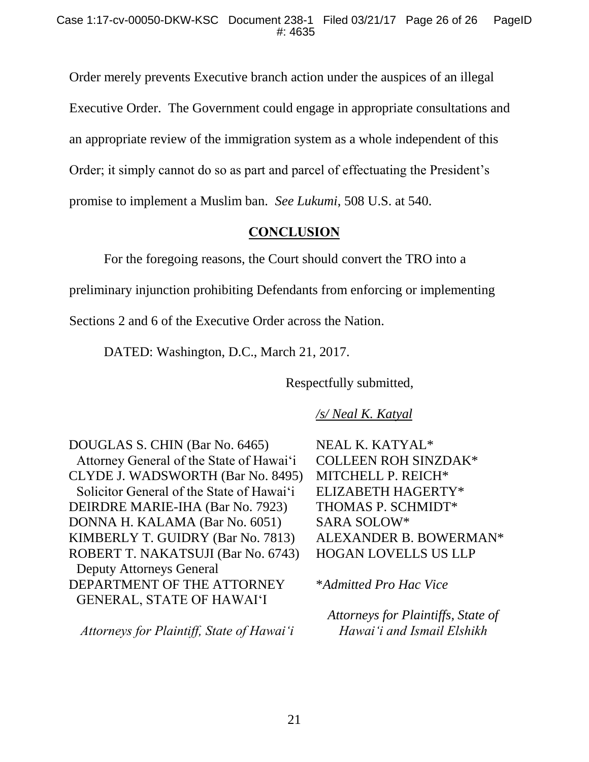Order merely prevents Executive branch action under the auspices of an illegal Executive Order. The Government could engage in appropriate consultations and an appropriate review of the immigration system as a whole independent of this Order; it simply cannot do so as part and parcel of effectuating the President's promise to implement a Muslim ban. *See Lukumi*, 508 U.S. at 540.

## CONCLUSION

For the foregoing reasons, the Court should convert the TRO into a preliminary injunction prohibiting Defendants from enforcing or implementing Sections 2 and 6 of the Executive Order across the Nation.

DATED: Washington, D.C., March 21, 2017.

Respectfully submitted,

*/s/ Neal K. Katyal*

DOUGLAS S. CHIN (Bar No. 6465)
Attorney General of the State of Hawai'i
CLYDE J. WADSWORTH (Bar No. 8495)
Solicitor General of the State of Hawai'i
DEIRDRE MARIE-IHA (Bar No. 7923)
DONNA H. KALAMA (Bar No. 6051)
KIMBERLY T. GUIDRY (Bar No. 7813)
ROBERT T. NAKATSUJI (Bar No. 6743)
Deputy Attorneys General
DEPARTMENT OF THE ATTORNEY GENERAL, STATE OF HAWAI'I

*Attorneys for Plaintiff, State of Hawai'i*

NEAL K. KATYAL*
COLLEEN ROH SINZDAK*
MITCHELL P. REICH*
ELIZABETH HAGERTY*
THOMAS P. SCHMIDT*
SARA SOLOW*
ALEXANDER B. BOWERMAN*
HOGAN LOVELLS US LLP

**Admitted Pro Hac Vice*

*Attorneys for Plaintiffs, State of Hawai'i and Ismail Elshikh*